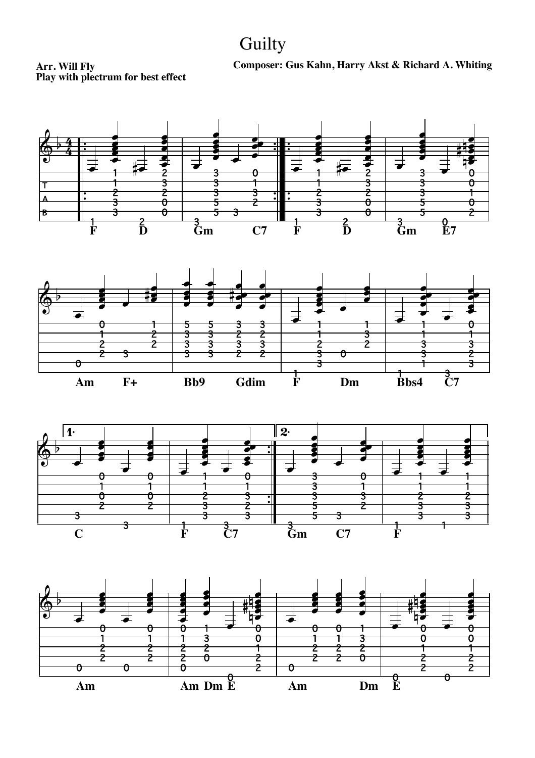# Guilty

**Arr. Will Fly**
**Play with plectrum for best effect**

**Composer: Gus Kahn, Harry Akst & Richard A. Whiting**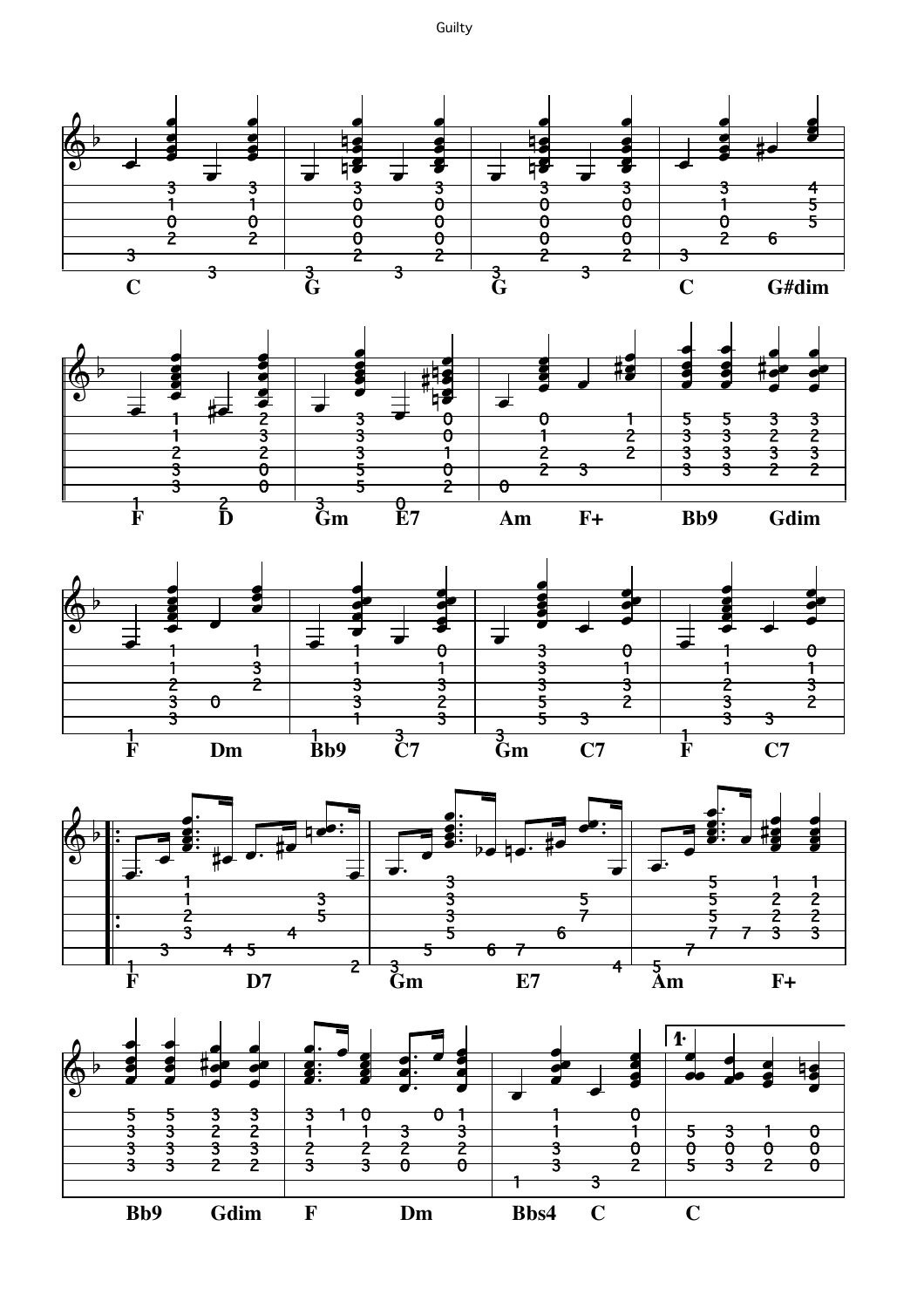C G G C G#dim

F D Gm E7 Am F+ Bb9 Gdim

F Dm Bb9 C7 Gm C7 F C7

F D7 Gm E7 Am F+

Bb9 Gdim F Dm Bbs4 C C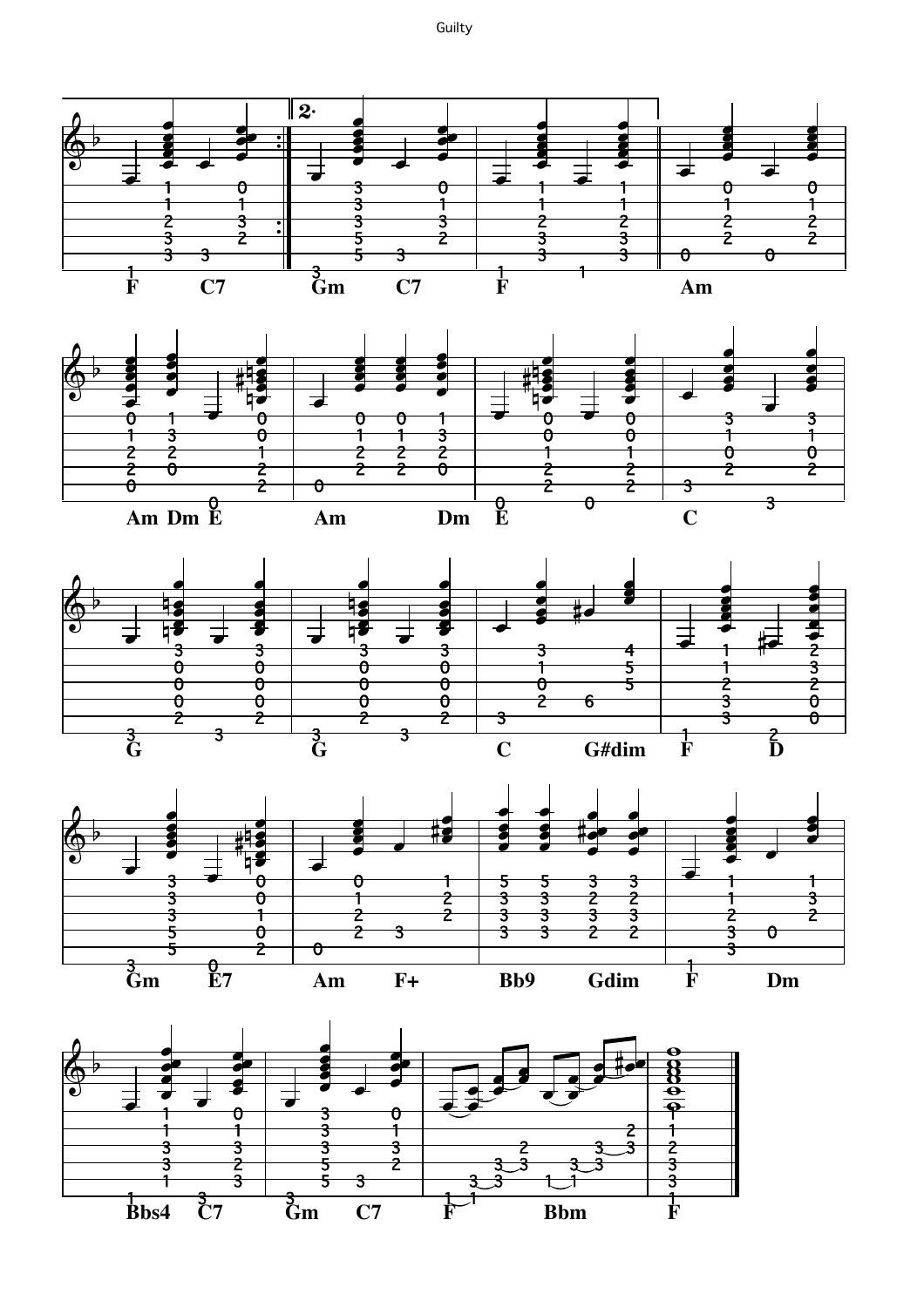F C7 | 2. Gm C7 | F | Am

Am Dm E | Am Dm | E | C

G | G | C G#dim | F D

Gm E7 | Am F+ | Bb9 Gdim | F Dm

Bbs4 C7 | Gm C7 | F Bbm | F